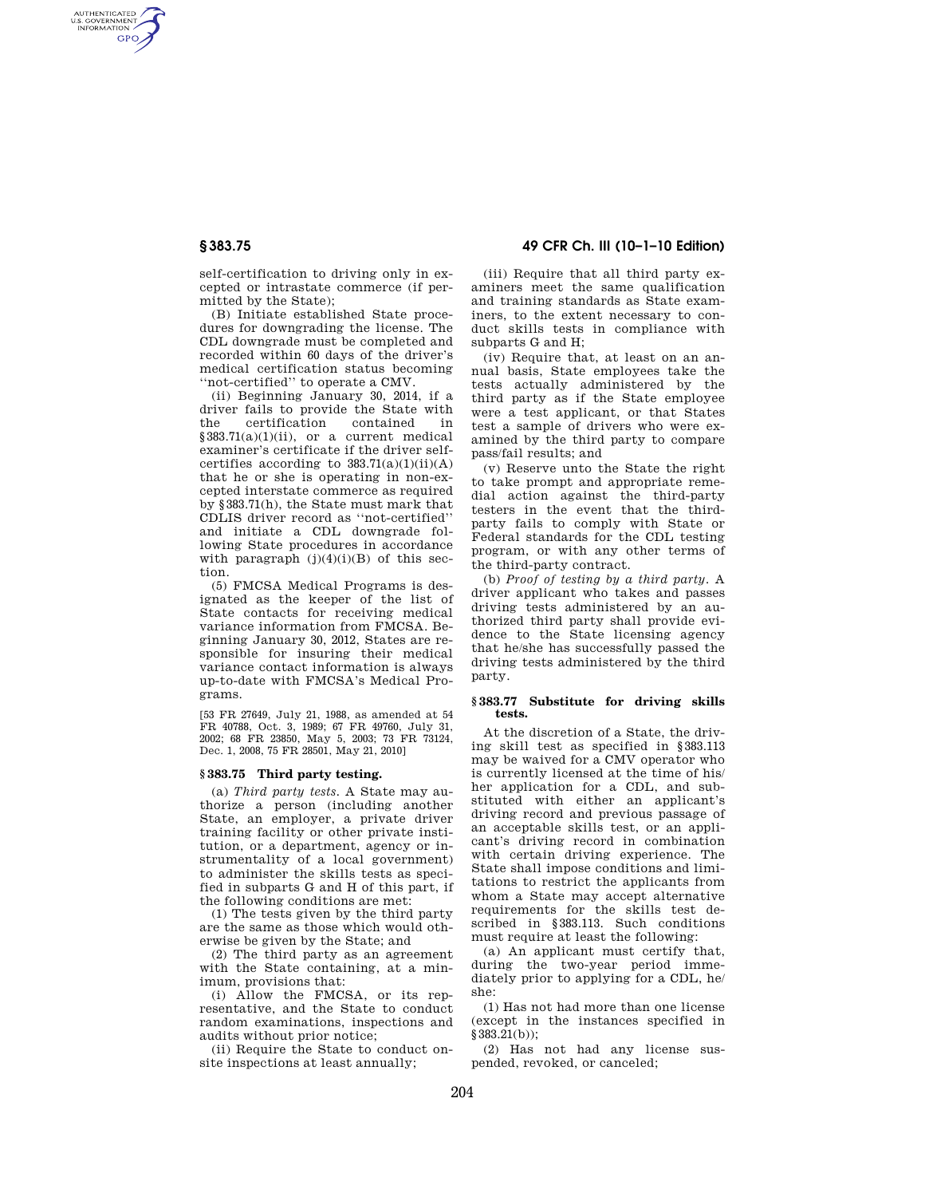self-certification to driving only in excepted or intrastate commerce (if permitted by the State);

(B) Initiate established State procedures for downgrading the license. The CDL downgrade must be completed and recorded within 60 days of the driver's medical certification status becoming ''not-certified'' to operate a CMV.

(ii) Beginning January 30, 2014, if a driver fails to provide the State with the certification contained in §383.71(a)(1)(ii), or a current medical examiner's certificate if the driver self-certifies according to 383.71(a)(1)(ii)(A) that he or she is operating in non-excepted interstate commerce as required by §383.71(h), the State must mark that CDLIS driver record as ''not-certified'' and initiate a CDL downgrade following State procedures in accordance with paragraph (j)(4)(i)(B) of this section.

(5) FMCSA Medical Programs is designated as the keeper of the list of State contacts for receiving medical variance information from FMCSA. Beginning January 30, 2012, States are responsible for insuring their medical variance contact information is always up-to-date with FMCSA's Medical Programs.

[53 FR 27649, July 21, 1988, as amended at 54 FR 40788, Oct. 3, 1989; 67 FR 49760, July 31, 2002; 68 FR 23850, May 5, 2003; 73 FR 73124, Dec. 1, 2008, 75 FR 28501, May 21, 2010]

### §383.75 Third party testing.

(a) *Third party tests.* A State may authorize a person (including another State, an employer, a private driver training facility or other private institution, or a department, agency or instrumentality of a local government) to administer the skills tests as specified in subparts G and H of this part, if the following conditions are met:

(1) The tests given by the third party are the same as those which would otherwise be given by the State; and

(2) The third party as an agreement with the State containing, at a minimum, provisions that:

(i) Allow the FMCSA, or its representative, and the State to conduct random examinations, inspections and audits without prior notice;

(ii) Require the State to conduct onsite inspections at least annually;

(iii) Require that all third party examiners meet the same qualification and training standards as State examiners, to the extent necessary to conduct skills tests in compliance with subparts G and H;

(iv) Require that, at least on an annual basis, State employees take the tests actually administered by the third party as if the State employee were a test applicant, or that States test a sample of drivers who were examined by the third party to compare pass/fail results; and

(v) Reserve unto the State the right to take prompt and appropriate remedial action against the third-party testers in the event that the third-party fails to comply with State or Federal standards for the CDL testing program, or with any other terms of the third-party contract.

(b) *Proof of testing by a third party.* A driver applicant who takes and passes driving tests administered by an authorized third party shall provide evidence to the State licensing agency that he/she has successfully passed the driving tests administered by the third party.

### §383.77 Substitute for driving skills tests.

At the discretion of a State, the driving skill test as specified in §383.113 may be waived for a CMV operator who is currently licensed at the time of his/her application for a CDL, and substituted with either an applicant's driving record and previous passage of an acceptable skills test, or an applicant's driving record in combination with certain driving experience. The State shall impose conditions and limitations to restrict the applicants from whom a State may accept alternative requirements for the skills test described in §383.113. Such conditions must require at least the following:

(a) An applicant must certify that, during the two-year period immediately prior to applying for a CDL, he/she:

(1) Has not had more than one license (except in the instances specified in §383.21(b));

(2) Has not had any license suspended, revoked, or canceled;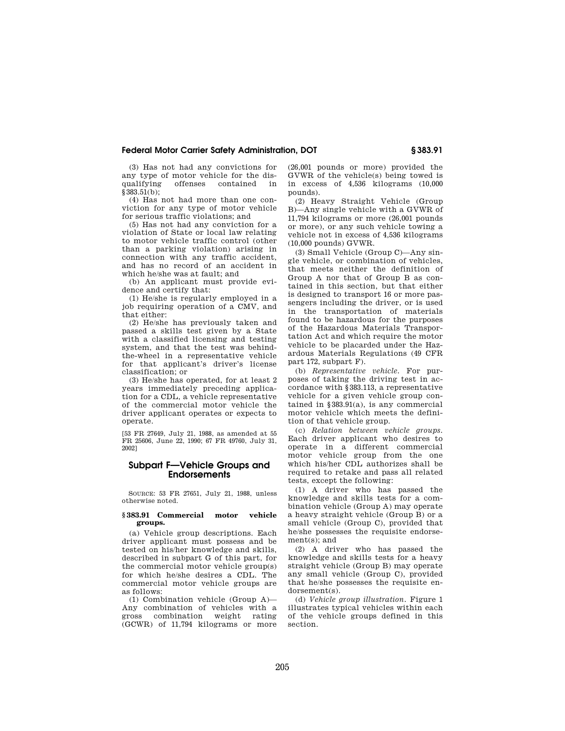(3) Has not had any convictions for any type of motor vehicle for the disqualifying offenses contained in §383.51(b);

(4) Has not had more than one conviction for any type of motor vehicle for serious traffic violations; and

(5) Has not had any conviction for a violation of State or local law relating to motor vehicle traffic control (other than a parking violation) arising in connection with any traffic accident, and has no record of an accident in which he/she was at fault; and

(b) An applicant must provide evidence and certify that:

(1) He/she is regularly employed in a job requiring operation of a CMV, and that either:

(2) He/she has previously taken and passed a skills test given by a State with a classified licensing and testing system, and that the test was behind-the-wheel in a representative vehicle for that applicant's driver's license classification; or

(3) He/she has operated, for at least 2 years immediately preceding application for a CDL, a vehicle representative of the commercial motor vehicle the driver applicant operates or expects to operate.

[53 FR 27649, July 21, 1988, as amended at 55 FR 25606, June 22, 1990; 67 FR 49760, July 31, 2002]

## Subpart F—Vehicle Groups and Endorsements

SOURCE: 53 FR 27651, July 21, 1988, unless otherwise noted.

### §383.91 Commercial motor vehicle groups.

(a) Vehicle group descriptions. Each driver applicant must possess and be tested on his/her knowledge and skills, described in subpart G of this part, for the commercial motor vehicle group(s) for which he/she desires a CDL. The commercial motor vehicle groups are as follows:

(1) Combination vehicle (Group A)—Any combination of vehicles with a gross combination weight rating (GCWR) of 11,794 kilograms or more (26,001 pounds or more) provided the GVWR of the vehicle(s) being towed is in excess of 4,536 kilograms (10,000 pounds).

(2) Heavy Straight Vehicle (Group B)—Any single vehicle with a GVWR of 11,794 kilograms or more (26,001 pounds or more), or any such vehicle towing a vehicle not in excess of 4,536 kilograms (10,000 pounds) GVWR.

(3) Small Vehicle (Group C)—Any single vehicle, or combination of vehicles, that meets neither the definition of Group A nor that of Group B as contained in this section, but that either is designed to transport 16 or more passengers including the driver, or is used in the transportation of materials found to be hazardous for the purposes of the Hazardous Materials Transportation Act and which require the motor vehicle to be placarded under the Hazardous Materials Regulations (49 CFR part 172, subpart F).

(b) *Representative vehicle.* For purposes of taking the driving test in accordance with §383.113, a representative vehicle for a given vehicle group contained in §383.91(a), is any commercial motor vehicle which meets the definition of that vehicle group.

(c) *Relation between vehicle groups.* Each driver applicant who desires to operate in a different commercial motor vehicle group from the one which his/her CDL authorizes shall be required to retake and pass all related tests, except the following:

(1) A driver who has passed the knowledge and skills tests for a combination vehicle (Group A) may operate a heavy straight vehicle (Group B) or a small vehicle (Group C), provided that he/she possesses the requisite endorsement(s); and

(2) A driver who has passed the knowledge and skills tests for a heavy straight vehicle (Group B) may operate any small vehicle (Group C), provided that he/she possesses the requisite endorsement(s).

(d) *Vehicle group illustration.* Figure 1 illustrates typical vehicles within each of the vehicle groups defined in this section.